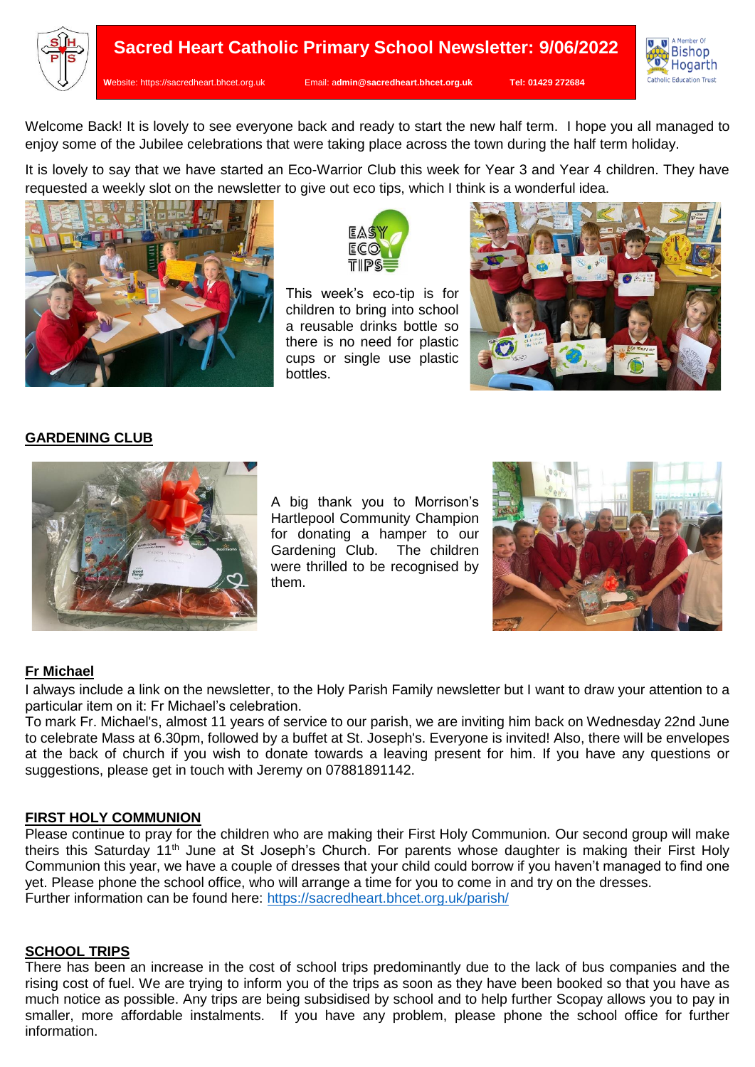# Sacred Heart Catholic Primary School Newsletter: 9/06/2022

Website: https://sacredheart.bhcet.org.uk Email: admin@sacredheart.bhcet.org.uk Tel: 01429 272684

Welcome Back! It is lovely to see everyone back and ready to start the new half term. I hope you all managed to enjoy some of the Jubilee celebrations that were taking place across the town during the half term holiday.

It is lovely to say that we have started an Eco-Warrior Club this week for Year 3 and Year 4 children. They have requested a weekly slot on the newsletter to give out eco tips, which I think is a wonderful idea.

This week's eco-tip is for children to bring into school a reusable drinks bottle so there is no need for plastic cups or single use plastic bottles.

## GARDENING CLUB

A big thank you to Morrison's Hartlepool Community Champion for donating a hamper to our Gardening Club. The children were thrilled to be recognised by them.

## Fr Michael

I always include a link on the newsletter, to the Holy Parish Family newsletter but I want to draw your attention to a particular item on it: Fr Michael's celebration.

To mark Fr. Michael's, almost 11 years of service to our parish, we are inviting him back on Wednesday 22nd June to celebrate Mass at 6.30pm, followed by a buffet at St. Joseph's. Everyone is invited! Also, there will be envelopes at the back of church if you wish to donate towards a leaving present for him. If you have any questions or suggestions, please get in touch with Jeremy on 07881891142.

## FIRST HOLY COMMUNION

Please continue to pray for the children who are making their First Holy Communion. Our second group will make theirs this Saturday 11th June at St Joseph's Church. For parents whose daughter is making their First Holy Communion this year, we have a couple of dresses that your child could borrow if you haven't managed to find one yet. Please phone the school office, who will arrange a time for you to come in and try on the dresses.
Further information can be found here: https://sacredheart.bhcet.org.uk/parish/

## SCHOOL TRIPS

There has been an increase in the cost of school trips predominantly due to the lack of bus companies and the rising cost of fuel. We are trying to inform you of the trips as soon as they have been booked so that you have as much notice as possible. Any trips are being subsidised by school and to help further Scopay allows you to pay in smaller, more affordable instalments. If you have any problem, please phone the school office for further information.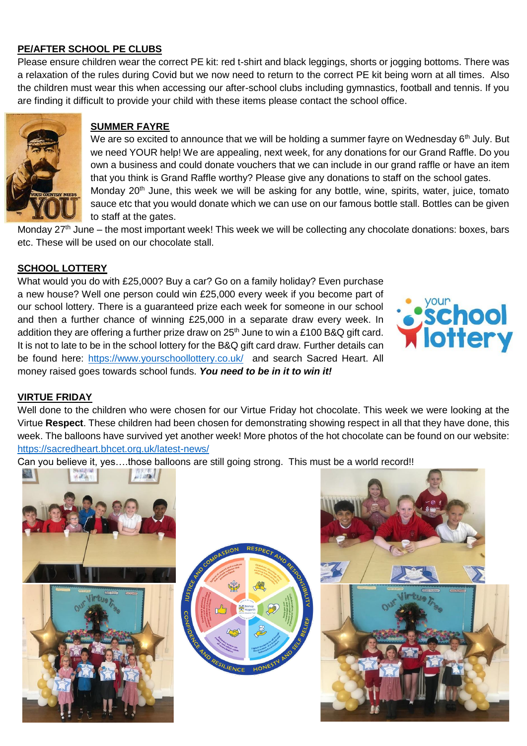## PE/AFTER SCHOOL PE CLUBS

Please ensure children wear the correct PE kit: red t-shirt and black leggings, shorts or jogging bottoms. There was a relaxation of the rules during Covid but we now need to return to the correct PE kit being worn at all times. Also the children must wear this when accessing our after-school clubs including gymnastics, football and tennis. If you are finding it difficult to provide your child with these items please contact the school office.

## SUMMER FAYRE

We are so excited to announce that we will be holding a summer fayre on Wednesday 6th July. But we need YOUR help! We are appealing, next week, for any donations for our Grand Raffle. Do you own a business and could donate vouchers that we can include in our grand raffle or have an item that you think is Grand Raffle worthy? Please give any donations to staff on the school gates.

Monday 20th June, this week we will be asking for any bottle, wine, spirits, water, juice, tomato sauce etc that you would donate which we can use on our famous bottle stall. Bottles can be given to staff at the gates.

Monday 27th June – the most important week! This week we will be collecting any chocolate donations: boxes, bars etc. These will be used on our chocolate stall.

## SCHOOL LOTTERY

What would you do with £25,000? Buy a car? Go on a family holiday? Even purchase a new house? Well one person could win £25,000 every week if you become part of our school lottery. There is a guaranteed prize each week for someone in our school and then a further chance of winning £25,000 in a separate draw every week. In addition they are offering a further prize draw on 25th June to win a £100 B&Q gift card. It is not to late to be in the school lottery for the B&Q gift card draw. Further details can be found here: https://www.yourschoollottery.co.uk/ and search Sacred Heart. All money raised goes towards school funds. ***You need to be in it to win it!***

## VIRTUE FRIDAY

Well done to the children who were chosen for our Virtue Friday hot chocolate. This week we were looking at the Virtue **Respect**. These children had been chosen for demonstrating showing respect in all that they have done, this week. The balloons have survived yet another week! More photos of the hot chocolate can be found on our website: https://sacredheart.bhcet.org.uk/latest-news/

Can you believe it, yes….those balloons are still going strong. This must be a world record!!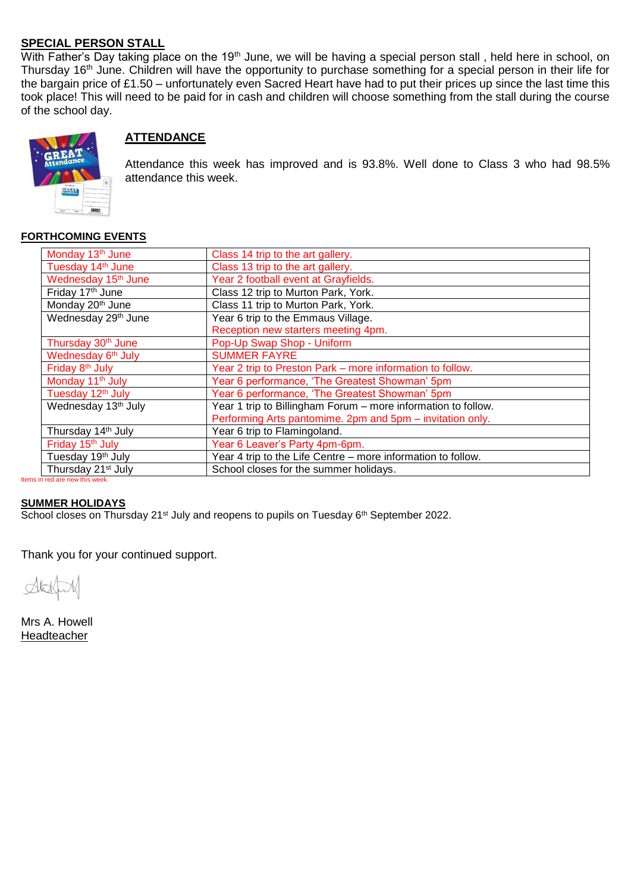## SPECIAL PERSON STALL

With Father's Day taking place on the 19th June, we will be having a special person stall , held here in school, on Thursday 16th June. Children will have the opportunity to purchase something for a special person in their life for the bargain price of £1.50 – unfortunately even Sacred Heart have had to put their prices up since the last time this took place! This will need to be paid for in cash and children will choose something from the stall during the course of the school day.

## ATTENDANCE

Attendance this week has improved and is 93.8%. Well done to Class 3 who had 98.5% attendance this week.

## FORTHCOMING EVENTS

| | |
|---|---|
| Monday 13th June | Class 14 trip to the art gallery. |
| Tuesday 14th June | Class 13 trip to the art gallery. |
| Wednesday 15th June | Year 2 football event at Grayfields. |
| Friday 17th June | Class 12 trip to Murton Park, York. |
| Monday 20th June | Class 11 trip to Murton Park, York. |
| Wednesday 29th June | Year 6 trip to the Emmaus Village.<br>Reception new starters meeting 4pm. |
| Thursday 30th June | Pop-Up Swap Shop - Uniform |
| Wednesday 6th July | SUMMER FAYRE |
| Friday 8th July | Year 2 trip to Preston Park – more information to follow. |
| Monday 11th July | Year 6 performance, 'The Greatest Showman' 5pm |
| Tuesday 12th July | Year 6 performance, 'The Greatest Showman' 5pm |
| Wednesday 13th July | Year 1 trip to Billingham Forum – more information to follow.<br>Performing Arts pantomime. 2pm and 5pm – invitation only. |
| Thursday 14th July | Year 6 trip to Flamingoland. |
| Friday 15th July | Year 6 Leaver's Party 4pm-6pm. |
| Tuesday 19th July | Year 4 trip to the Life Centre – more information to follow. |
| Thursday 21st July | School closes for the summer holidays. |

Items in red are new this week.

## SUMMER HOLIDAYS

School closes on Thursday 21st July and reopens to pupils on Tuesday 6th September 2022.

Thank you for your continued support.

Mrs A. Howell
Headteacher